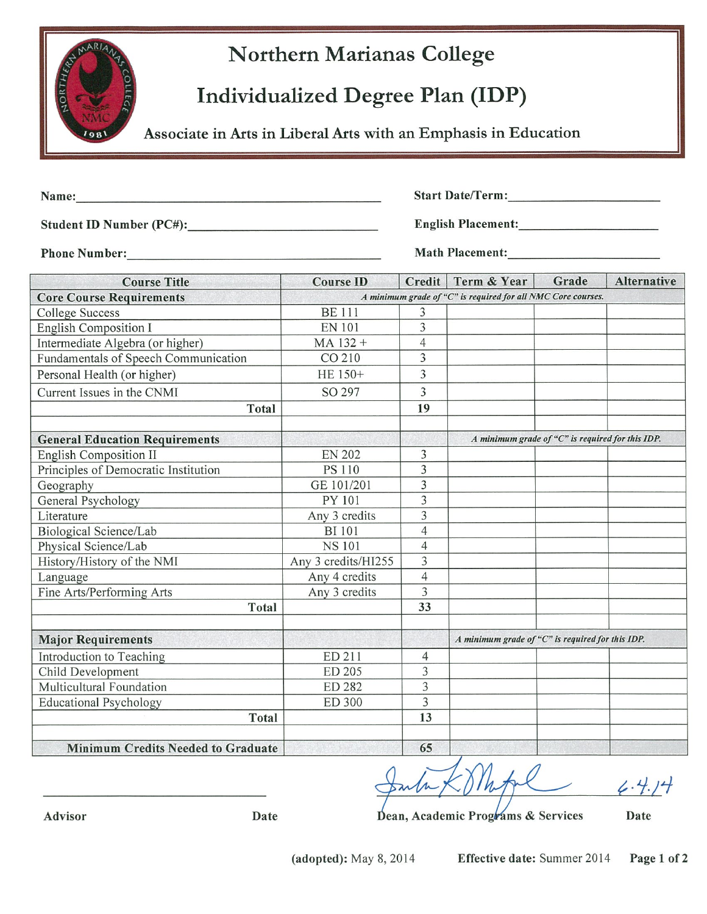# Northern Marianas College

## Individualized Degree Plan (IDP)

### Associate in Arts in Liberal Arts with an Emphasis in Education

**Name:** ______________________ **Start Date/Term:** ______________________

**Student ID Number (PC#):** ______________________ **English Placement:** ______________________

**Phone Number:** ______________________ **Math Placement:** ______________________

| Course Title | Course ID | Credit | Term & Year | Grade | Alternative |
|---|---|---|---|---|---|
| **Core Course Requirements** | *A minimum grade of "C" is required for all NMC Core courses.* | | | | |
| College Success | BE 111 | 3 | | | |
| English Composition I | EN 101 | 3 | | | |
| Intermediate Algebra (or higher) | MA 132 + | 4 | | | |
| Fundamentals of Speech Communication | CO 210 | 3 | | | |
| Personal Health (or higher) | HE 150+ | 3 | | | |
| Current Issues in the CNMI | SO 297 | 3 | | | |
| **Total** | | **19** | | | |
| | | | | | |
| **General Education Requirements** | | | *A minimum grade of "C" is required for this IDP.* | | |
| English Composition II | EN 202 | 3 | | | |
| Principles of Democratic Institution | PS 110 | 3 | | | |
| Geography | GE 101/201 | 3 | | | |
| General Psychology | PY 101 | 3 | | | |
| Literature | Any 3 credits | 3 | | | |
| Biological Science/Lab | BI 101 | 4 | | | |
| Physical Science/Lab | NS 101 | 4 | | | |
| History/History of the NMI | Any 3 credits/HI255 | 3 | | | |
| Language | Any 4 credits | 4 | | | |
| Fine Arts/Performing Arts | Any 3 credits | 3 | | | |
| **Total** | | **33** | | | |
| | | | | | |
| **Major Requirements** | | | *A minimum grade of "C" is required for this IDP.* | | |
| Introduction to Teaching | ED 211 | 4 | | | |
| Child Development | ED 205 | 3 | | | |
| Multicultural Foundation | ED 282 | 3 | | | |
| Educational Psychology | ED 300 | 3 | | | |
| **Total** | | **13** | | | |
| | | | | | |
| **Minimum Credits Needed to Graduate** | | **65** | | | |

______________________ **Advisor** **Date**

[signature] 6.4.14
**Dean, Academic Programs & Services** **Date**

**(adopted):** May 8, 2014 **Effective date:** Summer 2014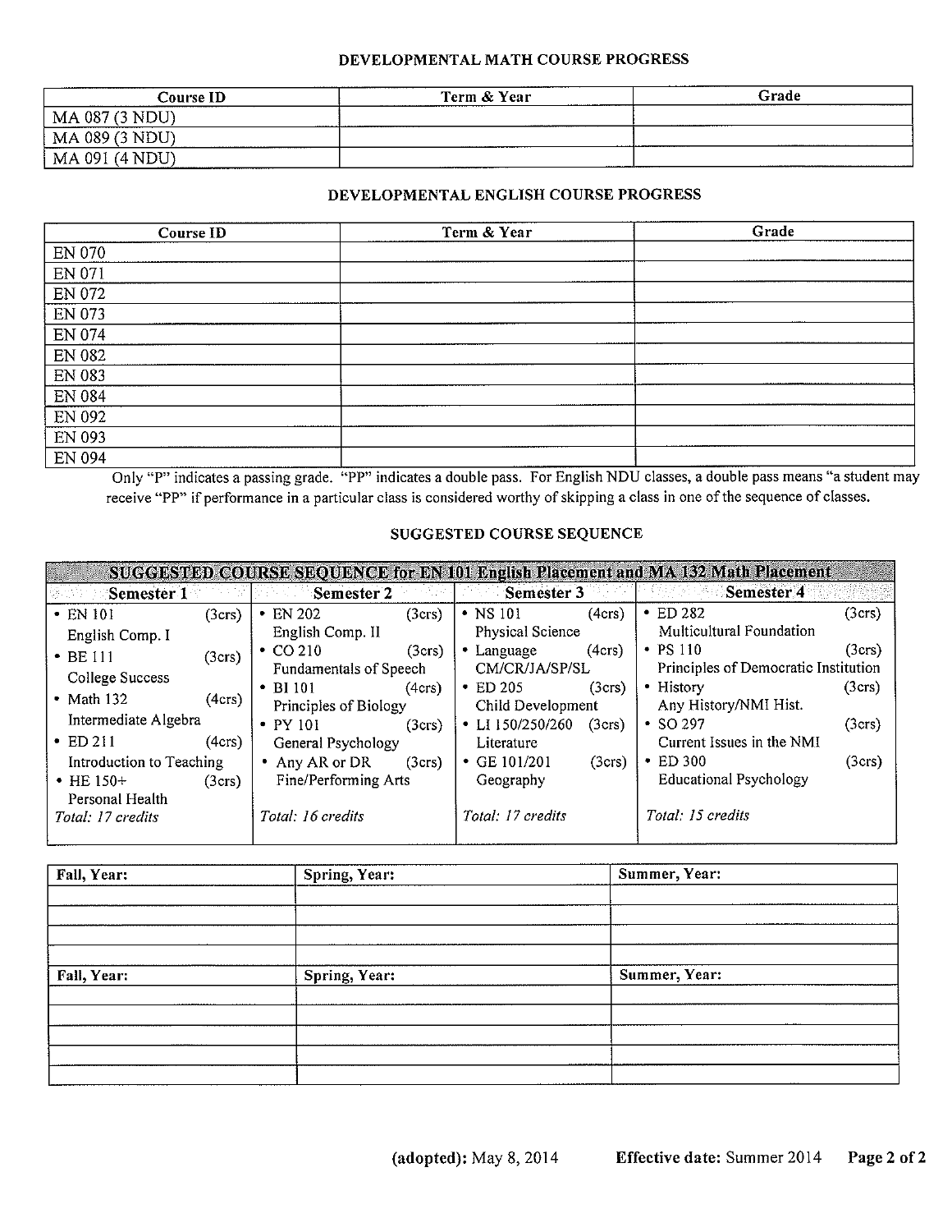### DEVELOPMENTAL MATH COURSE PROGRESS

| Course ID | Term & Year | Grade |
|---|---|---|
| MA 087 (3 NDU) | | |
| MA 089 (3 NDU) | | |
| MA 091 (4 NDU) | | |

### DEVELOPMENTAL ENGLISH COURSE PROGRESS

| Course ID | Term & Year | Grade |
|---|---|---|
| EN 070 | | |
| EN 071 | | |
| EN 072 | | |
| EN 073 | | |
| EN 074 | | |
| EN 082 | | |
| EN 083 | | |
| EN 084 | | |
| EN 092 | | |
| EN 093 | | |
| EN 094 | | |

Only "P" indicates a passing grade. "PP" indicates a double pass. For English NDU classes, a double pass means "a student may receive "PP" if performance in a particular class is considered worthy of skipping a class in one of the sequence of classes.

### SUGGESTED COURSE SEQUENCE

| SUGGESTED COURSE SEQUENCE for EN 101 English Placement and MA 132 Math Placement | | | |
|---|---|---|---|
| **Semester 1** | **Semester 2** | **Semester 3** | **Semester 4** |
| • EN 101 (3crs) English Comp. I | • EN 202 (3crs) English Comp. II | • NS 101 (4crs) Physical Science | • ED 282 (3crs) Multicultural Foundation |
| • BE 111 (3crs) College Success | • CO 210 (3crs) Fundamentals of Speech | • Language (4crs) CM/CR/JA/SP/SL | • PS 110 (3crs) Principles of Democratic Institution |
| • Math 132 (4crs) Intermediate Algebra | • BI 101 (4crs) Principles of Biology | • ED 205 (3crs) Child Development | • History (3crs) Any History/NMI Hist. |
| • ED 211 (4crs) Introduction to Teaching | • PY 101 (3crs) General Psychology | • LI 150/250/260 (3crs) Literature | • SO 297 (3crs) Current Issues in the NMI |
| • HE 150+ (3crs) Personal Health | • Any AR or DR (3crs) Fine/Performing Arts | • GE 101/201 (3crs) Geography | • ED 300 (3crs) Educational Psychology |
| *Total: 17 credits* | *Total: 16 credits* | *Total: 17 credits* | *Total: 15 credits* |

| Fall, Year: | Spring, Year: | Summer, Year: |
|---|---|---|
| | | |
| | | |
| | | |
| | | |
| **Fall, Year:** | **Spring, Year:** | **Summer, Year:** |
| | | |
| | | |
| | | |
| | | |
| | | |

**(adopted):** May 8, 2014 **Effective date:** Summer 2014